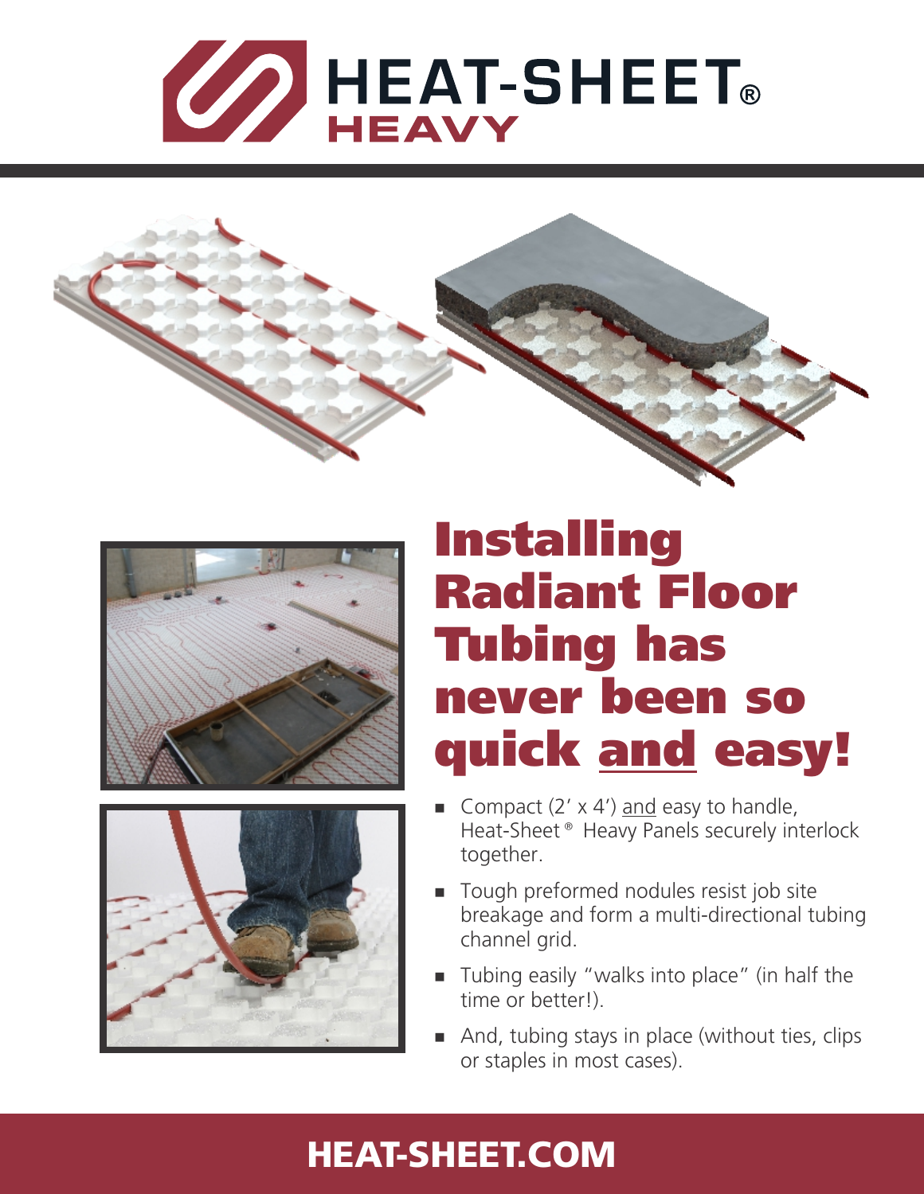# HEAT-SHEET® HEAVY

## Installing Radiant Floor Tubing has never been so quick and easy!

- Compact (2' x 4') and easy to handle, Heat-Sheet® Heavy Panels securely interlock together.
- Tough preformed nodules resist job site breakage and form a multi-directional tubing channel grid.
- Tubing easily "walks into place" (in half the time or better!).
- And, tubing stays in place (without ties, clips or staples in most cases).

**HEAT-SHEET.COM**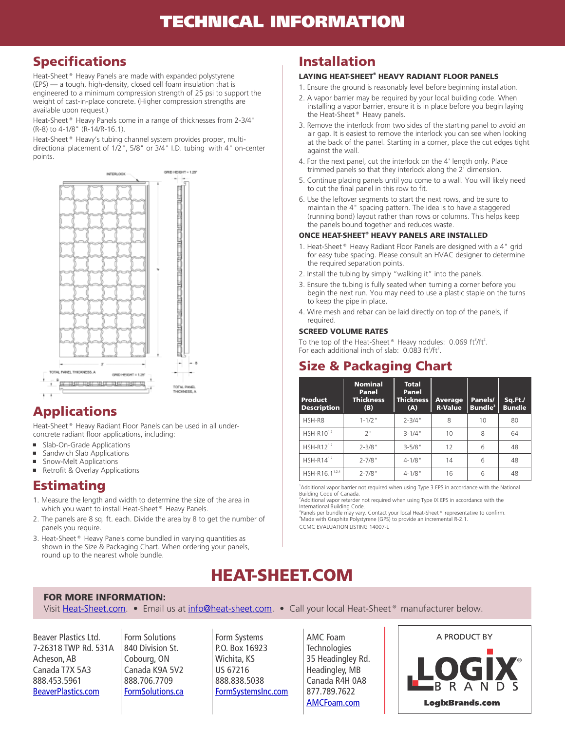# TECHNICAL INFORMATION

## Specifications

Heat-Sheet® Heavy Panels are made with expanded polystyrene (EPS) — a tough, high-density, closed cell foam insulation that is engineered to a minimum compression strength of 25 psi to support the weight of cast-in-place concrete. (Higher compression strengths are available upon request.)

Heat-Sheet® Heavy Panels come in a range of thicknesses from 2-3/4" (R-8) to 4-1/8" (R-14/R-16.1).

Heat-Sheet® Heavy's tubing channel system provides proper, multi-directional placement of 1/2", 5/8" or 3/4" I.D. tubing with 4" on-center points.

INTERLOCK

GRID HEIGHT = 1.25"

4'

2'

B

TOTAL PANEL THICKNESS, A

GRID HEIGHT = 1.25"

B

TOTAL PANEL THICKNESS, A

## Applications

Heat-Sheet® Heavy Radiant Floor Panels can be used in all under-concrete radiant floor applications, including:

- Slab-On-Grade Applications
- Sandwich Slab Applications
- Snow-Melt Applications
- Retrofit & Overlay Applications

## Estimating

1. Measure the length and width to determine the size of the area in which you want to install Heat-Sheet® Heavy Panels.
2. The panels are 8 sq. ft. each. Divide the area by 8 to get the number of panels you require.
3. Heat-Sheet® Heavy Panels come bundled in varying quantities as shown in the Size & Packaging Chart. When ordering your panels, round up to the nearest whole bundle.

## Installation

### LAYING HEAT-SHEET® HEAVY RADIANT FLOOR PANELS

1. Ensure the ground is reasonably level before beginning installation.
2. A vapor barrier may be required by your local building code. When installing a vapor barrier, ensure it is in place before you begin laying the Heat-Sheet® Heavy panels.
3. Remove the interlock from two sides of the starting panel to avoid an air gap. It is easiest to remove the interlock you can see when looking at the back of the panel. Starting in a corner, place the cut edges tight against the wall.
4. For the next panel, cut the interlock on the 4' length only. Place trimmed panels so that they interlock along the 2' dimension.
5. Continue placing panels until you come to a wall. You will likely need to cut the final panel in this row to fit.
6. Use the leftover segments to start the next rows, and be sure to maintain the 4" spacing pattern. The idea is to have a staggered (running bond) layout rather than rows or columns. This helps keep the panels bound together and reduces waste.

### ONCE HEAT-SHEET® HEAVY PANELS ARE INSTALLED

1. Heat-Sheet® Heavy Radiant Floor Panels are designed with a 4" grid for easy tube spacing. Please consult an HVAC designer to determine the required separation points.
2. Install the tubing by simply "walking it" into the panels.
3. Ensure the tubing is fully seated when turning a corner before you begin the next run. You may need to use a plastic staple on the turns to keep the pipe in place.
4. Wire mesh and rebar can be laid directly on top of the panels, if required.

### SCREED VOLUME RATES

To the top of the Heat-Sheet® Heavy nodules: 0.069 $ft^3/ft^2$.
For each additional inch of slab: 0.083 $ft^3/ft^2$.

## Size & Packaging Chart

| Product Description | Nominal Panel Thickness (B) | Total Panel Thickness (A) | Average R-Value | Panels/ Bundle[3] | Sq.Ft./ Bundle |
|---|---|---|---|---|---|
| HSH-R8 | 1-1/2" | 2-3/4" | 8 | 10 | 80 |
| HSH-R10[1,2] | 2" | 3-1/4" | 10 | 8 | 64 |
| HSH-R12[1,2] | 2-3/8" | 3-5/8" | 12 | 6 | 48 |
| HSH-R14[1,2] | 2-7/8" | 4-1/8" | 14 | 6 | 48 |
| HSH-R16.1[1,2,4] | 2-7/8" | 4-1/8" | 16 | 6 | 48 |

[1]Additional vapor barrier not required when using Type 3 EPS in accordance with the National Building Code of Canada.
[2]Additional vapor retarder not required when using Type IX EPS in accordance with the International Building Code.
[3]Panels per bundle may vary. Contact your local Heat-Sheet® representative to confirm.
[4]Made with Graphite Polystyrene (GPS) to provide an incremental R-2.1.
CCMC EVALUATION LISTING 14007-L

# HEAT-SHEET.COM

**FOR MORE INFORMATION:**
Visit Heat-Sheet.com. • Email us at info@heat-sheet.com. • Call your local Heat-Sheet® manufacturer below.

Beaver Plastics Ltd.
7-26318 TWP Rd. 531A
Acheson, AB
Canada T7X 5A3
888.453.5961
BeaverPlastics.com

Form Solutions
840 Division St.
Cobourg, ON
Canada K9A 5V2
888.706.7709
FormSolutions.ca

Form Systems
P.O. Box 16923
Wichita, KS
US 67216
888.838.5038
FormSystemsInc.com

AMC Foam Technologies
35 Headingley Rd.
Headingley, MB
Canada R4H 0A8
877.789.7622
AMCFoam.com

A PRODUCT BY
LOGIX® BRANDS
LogixBrands.com